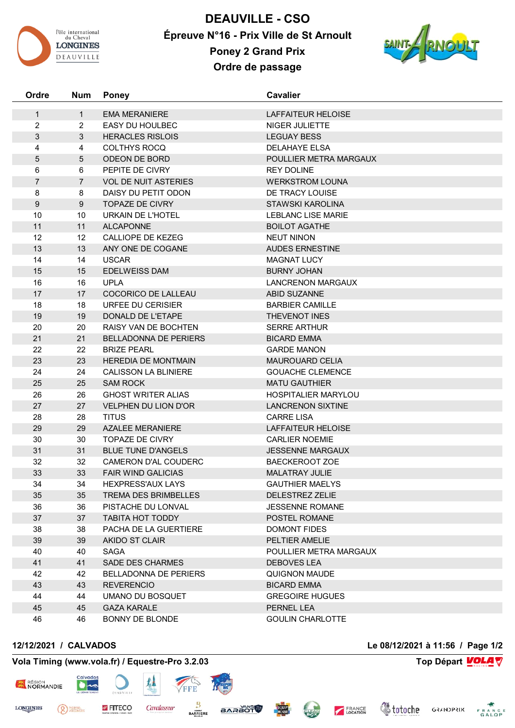# DEAUVILLE - CSO

## Épreuve N°16 - Prix Ville de St Arnoult

## Poney 2 Grand Prix

## Ordre de passage

| Ordre | Num | Poney | Cavalier |
|---|---|---|---|
| 1 | 1 | EMA MERANIERE | LAFFAITEUR HELOISE |
| 2 | 2 | EASY DU HOULBEC | NIGER JULIETTE |
| 3 | 3 | HERACLES RISLOIS | LEGUAY BESS |
| 4 | 4 | COLTHYS ROCQ | DELAHAYE ELSA |
| 5 | 5 | ODEON DE BORD | POULLIER METRA MARGAUX |
| 6 | 6 | PEPITE DE CIVRY | REY DOLINE |
| 7 | 7 | VOL DE NUIT ASTERIES | WERKSTROM LOUNA |
| 8 | 8 | DAISY DU PETIT ODON | DE TRACY LOUISE |
| 9 | 9 | TOPAZE DE CIVRY | STAWSKI KAROLINA |
| 10 | 10 | URKAIN DE L'HOTEL | LEBLANC LISE MARIE |
| 11 | 11 | ALCAPONNE | BOILOT AGATHE |
| 12 | 12 | CALLIOPE DE KEZEG | NEUT NINON |
| 13 | 13 | ANY ONE DE COGANE | AUDES ERNESTINE |
| 14 | 14 | USCAR | MAGNAT LUCY |
| 15 | 15 | EDELWEISS DAM | BURNY JOHAN |
| 16 | 16 | UPLA | LANCRENON MARGAUX |
| 17 | 17 | COCORICO DE LALLEAU | ABID SUZANNE |
| 18 | 18 | URFEE DU CERISIER | BARBIER CAMILLE |
| 19 | 19 | DONALD DE L'ETAPE | THEVENOT INES |
| 20 | 20 | RAISY VAN DE BOCHTEN | SERRE ARTHUR |
| 21 | 21 | BELLADONNA DE PERIERS | BICARD EMMA |
| 22 | 22 | BRIZE PEARL | GARDE MANON |
| 23 | 23 | HEREDIA DE MONTMAIN | MAUROUARD CELIA |
| 24 | 24 | CALISSON LA BLINIERE | GOUACHE CLEMENCE |
| 25 | 25 | SAM ROCK | MATU GAUTHIER |
| 26 | 26 | GHOST WRITER ALIAS | HOSPITALIER MARYLOU |
| 27 | 27 | VELPHEN DU LION D'OR | LANCRENON SIXTINE |
| 28 | 28 | TITUS | CARRE LISA |
| 29 | 29 | AZALEE MERANIERE | LAFFAITEUR HELOISE |
| 30 | 30 | TOPAZE DE CIVRY | CARLIER NOEMIE |
| 31 | 31 | BLUE TUNE D'ANGELS | JESSENNE MARGAUX |
| 32 | 32 | CAMERON D'AL COUDERC | BAECKEROOT ZOE |
| 33 | 33 | FAIR WIND GALICIAS | MALATRAY JULIE |
| 34 | 34 | HEXPRESS'AUX LAYS | GAUTHIER MAELYS |
| 35 | 35 | TREMA DES BRIMBELLES | DELESTREZ ZELIE |
| 36 | 36 | PISTACHE DU LONVAL | JESSENNE ROMANE |
| 37 | 37 | TABITA HOT TODDY | POSTEL ROMANE |
| 38 | 38 | PACHA DE LA GUERTIERE | DOMONT FIDES |
| 39 | 39 | AKIDO ST CLAIR | PELTIER AMELIE |
| 40 | 40 | SAGA | POULLIER METRA MARGAUX |
| 41 | 41 | SADE DES CHARMES | DEBOVES LEA |
| 42 | 42 | BELLADONNA DE PERIERS | QUIGNON MAUDE |
| 43 | 43 | REVERENCIO | BICARD EMMA |
| 44 | 44 | UMANO DU BOSQUET | GREGOIRE HUGUES |
| 45 | 45 | GAZA KARALE | PERNEL LEA |
| 46 | 46 | BONNY DE BLONDE | GOULIN CHARLOTTE |

**12/12/2021 / CALVADOS** — **Le 08/12/2021 à 11:56**

**Vola Timing (www.vola.fr) / Equestre-Pro 3.2.03** — **Top Départ**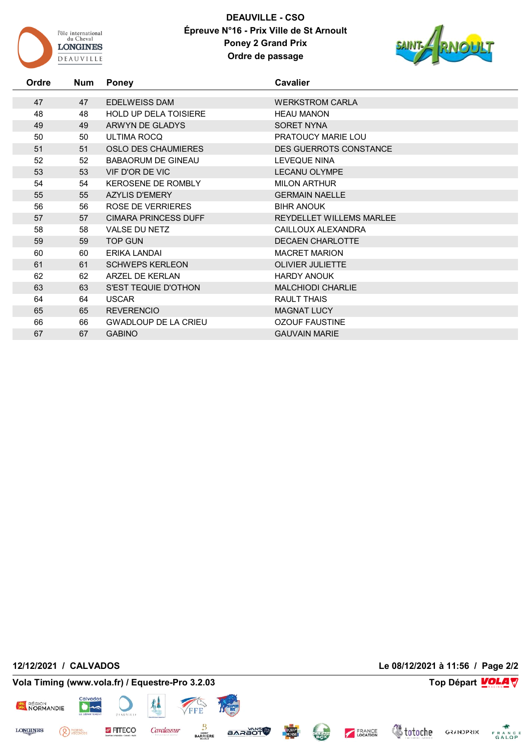**DEAUVILLE - CSO**

**Épreuve N°16 - Prix Ville de St Arnoult**

**Poney 2 Grand Prix**

**Ordre de passage**

| Ordre | Num | Poney | Cavalier |
|---|---|---|---|
| 47 | 47 | EDELWEISS DAM | WERKSTROM CARLA |
| 48 | 48 | HOLD UP DELA TOISIERE | HEAU MANON |
| 49 | 49 | ARWYN DE GLADYS | SORET NYNA |
| 50 | 50 | ULTIMA ROCQ | PRATOUCY MARIE LOU |
| 51 | 51 | OSLO DES CHAUMIERES | DES GUERROTS CONSTANCE |
| 52 | 52 | BABAORUM DE GINEAU | LEVEQUE NINA |
| 53 | 53 | VIF D'OR DE VIC | LECANU OLYMPE |
| 54 | 54 | KEROSENE DE ROMBLY | MILON ARTHUR |
| 55 | 55 | AZYLIS D'EMERY | GERMAIN NAELLE |
| 56 | 56 | ROSE DE VERRIERES | BIHR ANOUK |
| 57 | 57 | CIMARA PRINCESS DUFF | REYDELLET WILLEMS MARLEE |
| 58 | 58 | VALSE DU NETZ | CAILLOUX ALEXANDRA |
| 59 | 59 | TOP GUN | DECAEN CHARLOTTE |
| 60 | 60 | ERIKA LANDAI | MACRET MARION |
| 61 | 61 | SCHWEPS KERLEON | OLIVIER JULIETTE |
| 62 | 62 | ARZEL DE KERLAN | HARDY ANOUK |
| 63 | 63 | S'EST TEQUIE D'OTHON | MALCHIODI CHARLIE |
| 64 | 64 | USCAR | RAULT THAIS |
| 65 | 65 | REVERENCIO | MAGNAT LUCY |
| 66 | 66 | GWADLOUP DE LA CRIEU | OZOUF FAUSTINE |
| 67 | 67 | GABINO | GAUVAIN MARIE |

**12/12/2021 / CALVADOS** **Le 08/12/2021 à 11:56**

**Vola Timing (www.vola.fr) / Equestre-Pro 3.2.03** **Top Départ**